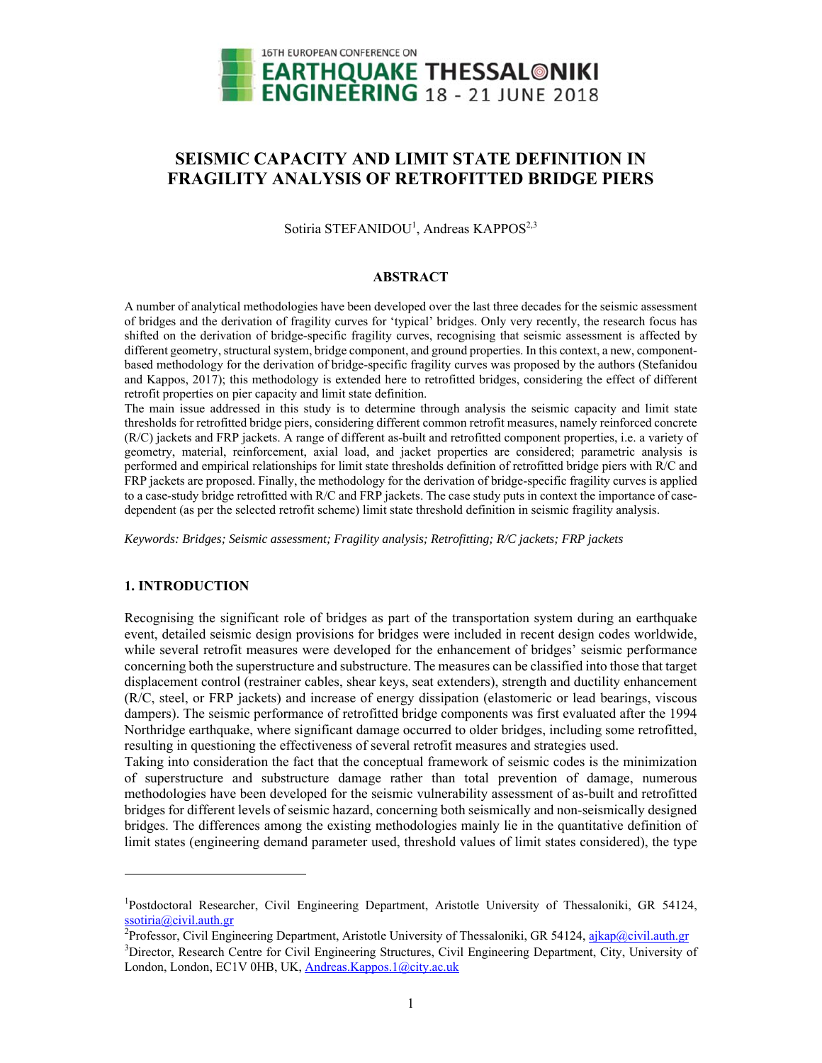# SEISMIC CAPACITY AND LIMIT STATE DEFINITION IN FRAGILITY ANALYSIS OF RETROFITTED BRIDGE PIERS

Sotiria STEFANIDOU[1], Andreas KAPPOS[2,3]

## ABSTRACT

A number of analytical methodologies have been developed over the last three decades for the seismic assessment of bridges and the derivation of fragility curves for 'typical' bridges. Only very recently, the research focus has shifted on the derivation of bridge-specific fragility curves, recognising that seismic assessment is affected by different geometry, structural system, bridge component, and ground properties. In this context, a new, component-based methodology for the derivation of bridge-specific fragility curves was proposed by the authors (Stefanidou and Kappos, 2017); this methodology is extended here to retrofitted bridges, considering the effect of different retrofit properties on pier capacity and limit state definition.

The main issue addressed in this study is to determine through analysis the seismic capacity and limit state thresholds for retrofitted bridge piers, considering different common retrofit measures, namely reinforced concrete (R/C) jackets and FRP jackets. A range of different as-built and retrofitted component properties, i.e. a variety of geometry, material, reinforcement, axial load, and jacket properties are considered; parametric analysis is performed and empirical relationships for limit state thresholds definition of retrofitted bridge piers with R/C and FRP jackets are proposed. Finally, the methodology for the derivation of bridge-specific fragility curves is applied to a case-study bridge retrofitted with R/C and FRP jackets. The case study puts in context the importance of case-dependent (as per the selected retrofit scheme) limit state threshold definition in seismic fragility analysis.

*Keywords: Bridges; Seismic assessment; Fragility analysis; Retrofitting; R/C jackets; FRP jackets*

## 1. INTRODUCTION

Recognising the significant role of bridges as part of the transportation system during an earthquake event, detailed seismic design provisions for bridges were included in recent design codes worldwide, while several retrofit measures were developed for the enhancement of bridges' seismic performance concerning both the superstructure and substructure. The measures can be classified into those that target displacement control (restrainer cables, shear keys, seat extenders), strength and ductility enhancement (R/C, steel, or FRP jackets) and increase of energy dissipation (elastomeric or lead bearings, viscous dampers). The seismic performance of retrofitted bridge components was first evaluated after the 1994 Northridge earthquake, where significant damage occurred to older bridges, including some retrofitted, resulting in questioning the effectiveness of several retrofit measures and strategies used.

Taking into consideration the fact that the conceptual framework of seismic codes is the minimization of superstructure and substructure damage rather than total prevention of damage, numerous methodologies have been developed for the seismic vulnerability assessment of as-built and retrofitted bridges for different levels of seismic hazard, concerning both seismically and non-seismically designed bridges. The differences among the existing methodologies mainly lie in the quantitative definition of limit states (engineering demand parameter used, threshold values of limit states considered), the type

---

[1]Postdoctoral Researcher, Civil Engineering Department, Aristotle University of Thessaloniki, GR 54124, ssotiria@civil.auth.gr

[2]Professor, Civil Engineering Department, Aristotle University of Thessaloniki, GR 54124, ajkap@civil.auth.gr

[3]Director, Research Centre for Civil Engineering Structures, Civil Engineering Department, City, University of London, London, EC1V 0HB, UK, Andreas.Kappos.1@city.ac.uk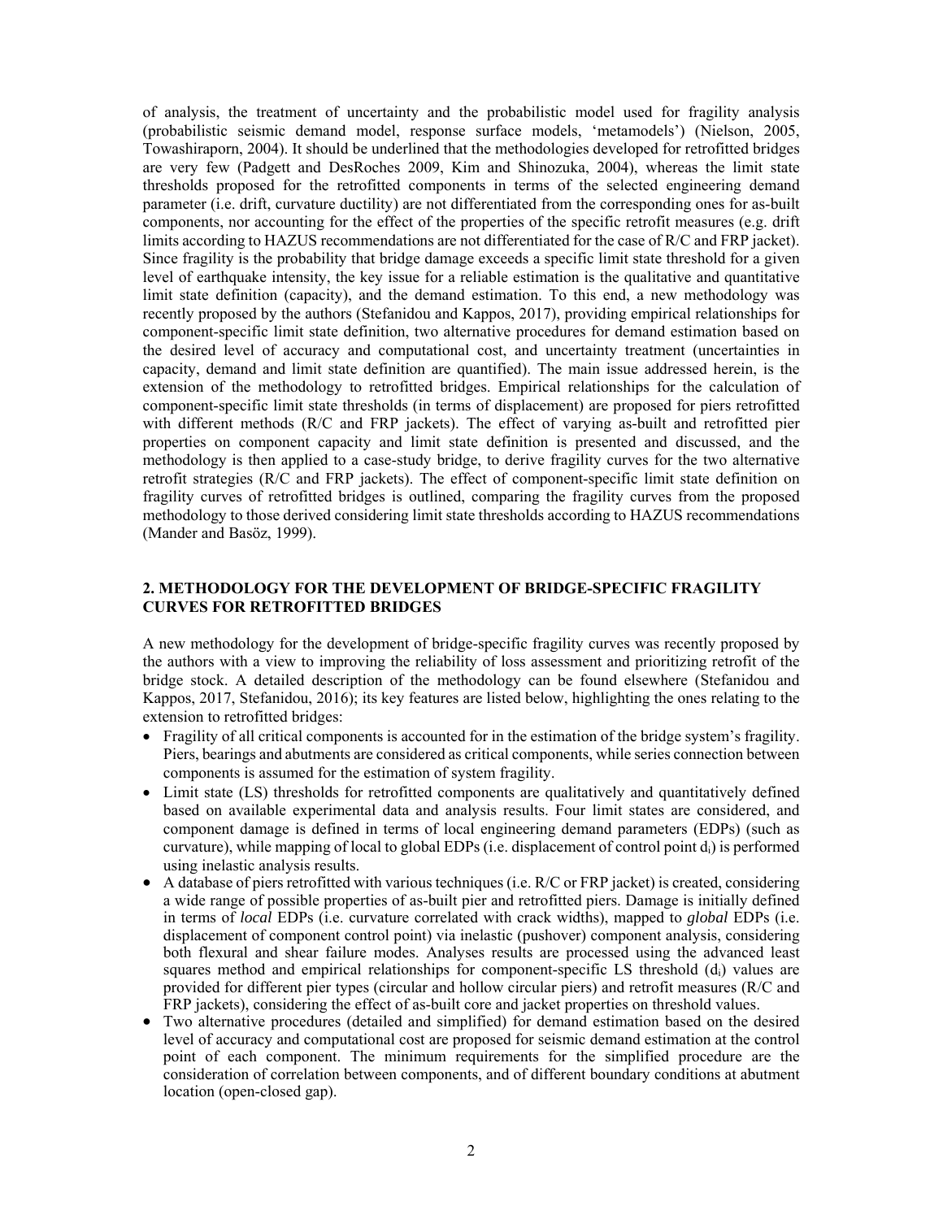of analysis, the treatment of uncertainty and the probabilistic model used for fragility analysis (probabilistic seismic demand model, response surface models, 'metamodels') (Nielson, 2005, Towashiraporn, 2004). It should be underlined that the methodologies developed for retrofitted bridges are very few (Padgett and DesRoches 2009, Kim and Shinozuka, 2004), whereas the limit state thresholds proposed for the retrofitted components in terms of the selected engineering demand parameter (i.e. drift, curvature ductility) are not differentiated from the corresponding ones for as-built components, nor accounting for the effect of the properties of the specific retrofit measures (e.g. drift limits according to HAZUS recommendations are not differentiated for the case of R/C and FRP jacket). Since fragility is the probability that bridge damage exceeds a specific limit state threshold for a given level of earthquake intensity, the key issue for a reliable estimation is the qualitative and quantitative limit state definition (capacity), and the demand estimation. To this end, a new methodology was recently proposed by the authors (Stefanidou and Kappos, 2017), providing empirical relationships for component-specific limit state definition, two alternative procedures for demand estimation based on the desired level of accuracy and computational cost, and uncertainty treatment (uncertainties in capacity, demand and limit state definition are quantified). The main issue addressed herein, is the extension of the methodology to retrofitted bridges. Empirical relationships for the calculation of component-specific limit state thresholds (in terms of displacement) are proposed for piers retrofitted with different methods (R/C and FRP jackets). The effect of varying as-built and retrofitted pier properties on component capacity and limit state definition is presented and discussed, and the methodology is then applied to a case-study bridge, to derive fragility curves for the two alternative retrofit strategies (R/C and FRP jackets). The effect of component-specific limit state definition on fragility curves of retrofitted bridges is outlined, comparing the fragility curves from the proposed methodology to those derived considering limit state thresholds according to HAZUS recommendations (Mander and Basöz, 1999).

## 2. METHODOLOGY FOR THE DEVELOPMENT OF BRIDGE-SPECIFIC FRAGILITY CURVES FOR RETROFITTED BRIDGES

A new methodology for the development of bridge-specific fragility curves was recently proposed by the authors with a view to improving the reliability of loss assessment and prioritizing retrofit of the bridge stock. A detailed description of the methodology can be found elsewhere (Stefanidou and Kappos, 2017, Stefanidou, 2016); its key features are listed below, highlighting the ones relating to the extension to retrofitted bridges:

- Fragility of all critical components is accounted for in the estimation of the bridge system's fragility. Piers, bearings and abutments are considered as critical components, while series connection between components is assumed for the estimation of system fragility.
- Limit state (LS) thresholds for retrofitted components are qualitatively and quantitatively defined based on available experimental data and analysis results. Four limit states are considered, and component damage is defined in terms of local engineering demand parameters (EDPs) (such as curvature), while mapping of local to global EDPs (i.e. displacement of control point $d_i$) is performed using inelastic analysis results.
- A database of piers retrofitted with various techniques (i.e. R/C or FRP jacket) is created, considering a wide range of possible properties of as-built pier and retrofitted piers. Damage is initially defined in terms of *local* EDPs (i.e. curvature correlated with crack widths), mapped to *global* EDPs (i.e. displacement of component control point) via inelastic (pushover) component analysis, considering both flexural and shear failure modes. Analyses results are processed using the advanced least squares method and empirical relationships for component-specific LS threshold ($d_i$) values are provided for different pier types (circular and hollow circular piers) and retrofit measures (R/C and FRP jackets), considering the effect of as-built core and jacket properties on threshold values.
- Two alternative procedures (detailed and simplified) for demand estimation based on the desired level of accuracy and computational cost are proposed for seismic demand estimation at the control point of each component. The minimum requirements for the simplified procedure are the consideration of correlation between components, and of different boundary conditions at abutment location (open-closed gap).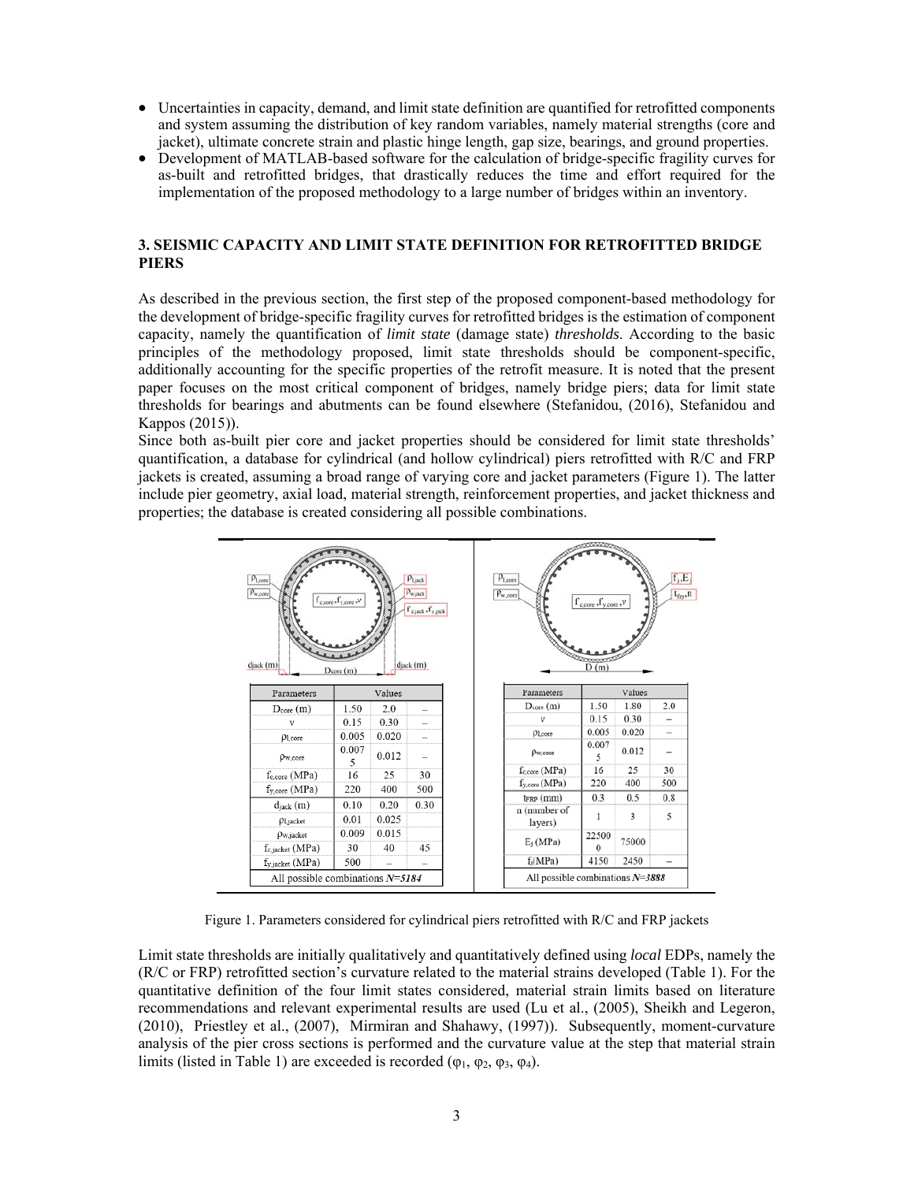- Uncertainties in capacity, demand, and limit state definition are quantified for retrofitted components and system assuming the distribution of key random variables, namely material strengths (core and jacket), ultimate concrete strain and plastic hinge length, gap size, bearings, and ground properties.
- Development of MATLAB-based software for the calculation of bridge-specific fragility curves for as-built and retrofitted bridges, that drastically reduces the time and effort required for the implementation of the proposed methodology to a large number of bridges within an inventory.

## 3. SEISMIC CAPACITY AND LIMIT STATE DEFINITION FOR RETROFITTED BRIDGE PIERS

As described in the previous section, the first step of the proposed component-based methodology for the development of bridge-specific fragility curves for retrofitted bridges is the estimation of component capacity, namely the quantification of *limit state* (damage state) *thresholds*. According to the basic principles of the methodology proposed, limit state thresholds should be component-specific, additionally accounting for the specific properties of the retrofit measure. It is noted that the present paper focuses on the most critical component of bridges, namely bridge piers; data for limit state thresholds for bearings and abutments can be found elsewhere (Stefanidou, (2016), Stefanidou and Kappos (2015)).

Since both as-built pier core and jacket properties should be considered for limit state thresholds' quantification, a database for cylindrical (and hollow cylindrical) piers retrofitted with R/C and FRP jackets is created, assuming a broad range of varying core and jacket parameters (Figure 1). The latter include pier geometry, axial load, material strength, reinforcement properties, and jacket thickness and properties; the database is created considering all possible combinations.

| Parameters | Values | | |
|---|---|---|---|
| $D_{core}$ (m) | 1.50 | 2.0 | – |
| $v$ | 0.15 | 0.30 | – |
| $\rho_{l,core}$ | 0.005 | 0.020 | – |
| $\rho_{w,core}$ | 0.0075 | 0.012 | – |
| $f_{c,core}$ (MPa) | 16 | 25 | 30 |
| $f_{y,core}$ (MPa) | 220 | 400 | 500 |
| $d_{jack}$ (m) | 0.10 | 0.20 | 0.30 |
| $\rho_{l,jacket}$ | 0.01 | 0.025 | |
| $\rho_{w,jacket}$ | 0.009 | 0.015 | |
| $f_{c,jacket}$ (MPa) | 30 | 40 | 45 |
| $f_{y,jacket}$ (MPa) | 500 | – | – |
| All possible combinations $N$=5184 | | | |

| Parameters | Values | | |
|---|---|---|---|
| $D_{core}$ (m) | 1.50 | 1.80 | 2.0 |
| $v$ | 0.15 | 0.30 | – |
| $\rho_{l,core}$ | 0.005 | 0.020 | – |
| $\rho_{w,core}$ | 0.0075 | 0.012 | – |
| $f_{c,core}$ (MPa) | 16 | 25 | 30 |
| $f_{y,core}$ (MPa) | 220 | 400 | 500 |
| $t_{FRP}$ (mm) | 0.3 | 0.5 | 0.8 |
| n (number of layers) | 1 | 3 | 5 |
| $E_j$ (MPa) | 225000 | 75000 | |
| $f_j$(MPa) | 4150 | 2450 | – |
| All possible combinations $N$=3888 | | | |

Figure 1. Parameters considered for cylindrical piers retrofitted with R/C and FRP jackets

Limit state thresholds are initially qualitatively and quantitatively defined using *local* EDPs, namely the (R/C or FRP) retrofitted section's curvature related to the material strains developed (Table 1). For the quantitative definition of the four limit states considered, material strain limits based on literature recommendations and relevant experimental results are used (Lu et al., (2005), Sheikh and Legeron, (2010), Priestley et al., (2007), Mirmiran and Shahawy, (1997)). Subsequently, moment-curvature analysis of the pier cross sections is performed and the curvature value at the step that material strain limits (listed in Table 1) are exceeded is recorded ($\varphi_1$, $\varphi_2$, $\varphi_3$, $\varphi_4$).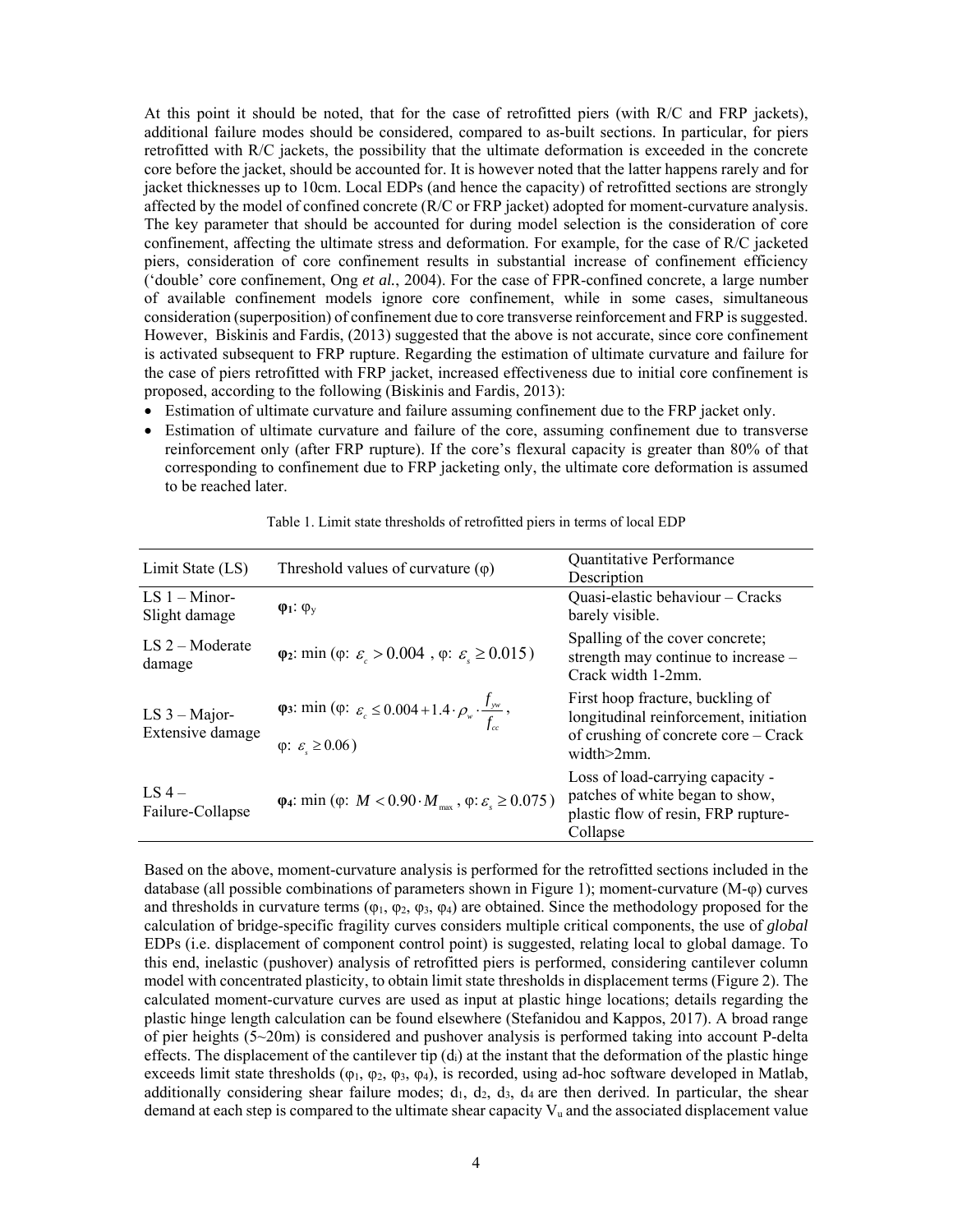At this point it should be noted, that for the case of retrofitted piers (with R/C and FRP jackets), additional failure modes should be considered, compared to as-built sections. In particular, for piers retrofitted with R/C jackets, the possibility that the ultimate deformation is exceeded in the concrete core before the jacket, should be accounted for. It is however noted that the latter happens rarely and for jacket thicknesses up to 10cm. Local EDPs (and hence the capacity) of retrofitted sections are strongly affected by the model of confined concrete (R/C or FRP jacket) adopted for moment-curvature analysis. The key parameter that should be accounted for during model selection is the consideration of core confinement, affecting the ultimate stress and deformation. For example, for the case of R/C jacketed piers, consideration of core confinement results in substantial increase of confinement efficiency ('double' core confinement, Ong *et al.*, 2004). For the case of FPR-confined concrete, a large number of available confinement models ignore core confinement, while in some cases, simultaneous consideration (superposition) of confinement due to core transverse reinforcement and FRP is suggested. However, Biskinis and Fardis, (2013) suggested that the above is not accurate, since core confinement is activated subsequent to FRP rupture. Regarding the estimation of ultimate curvature and failure for the case of piers retrofitted with FRP jacket, increased effectiveness due to initial core confinement is proposed, according to the following (Biskinis and Fardis, 2013):

- Estimation of ultimate curvature and failure assuming confinement due to the FRP jacket only.
- Estimation of ultimate curvature and failure of the core, assuming confinement due to transverse reinforcement only (after FRP rupture). If the core's flexural capacity is greater than 80% of that corresponding to confinement due to FRP jacketing only, the ultimate core deformation is assumed to be reached later.

Table 1. Limit state thresholds of retrofitted piers in terms of local EDP

| Limit State (LS) | Threshold values of curvature (φ) | Quantitative Performance Description |
|---|---|---|
| LS 1 – Minor-Slight damage | **φ1**: $\varphi_y$ | Quasi-elastic behaviour – Cracks barely visible. |
| LS 2 – Moderate damage | **φ2**: min (φ: $\varepsilon_c > 0.004$ , φ: $\varepsilon_s \geq 0.015$) | Spalling of the cover concrete; strength may continue to increase – Crack width 1-2mm. |
| LS 3 – Major-Extensive damage | **φ3**: min (φ: $\varepsilon_c \leq 0.004 + 1.4 \cdot \rho_w \cdot \frac{f_{yw}}{f_{cc}}$, φ: $\varepsilon_s \geq 0.06$) | First hoop fracture, buckling of longitudinal reinforcement, initiation of crushing of concrete core – Crack width>2mm. |
| LS 4 – Failure-Collapse | **φ4**: min (φ: $M < 0.90 \cdot M_{max}$ , φ: $\varepsilon_s \geq 0.075$) | Loss of load-carrying capacity - patches of white began to show, plastic flow of resin, FRP rupture-Collapse |

Based on the above, moment-curvature analysis is performed for the retrofitted sections included in the database (all possible combinations of parameters shown in Figure 1); moment-curvature (M-φ) curves and thresholds in curvature terms ($\varphi_1$, $\varphi_2$, $\varphi_3$, $\varphi_4$) are obtained. Since the methodology proposed for the calculation of bridge-specific fragility curves considers multiple critical components, the use of *global* EDPs (i.e. displacement of component control point) is suggested, relating local to global damage. To this end, inelastic (pushover) analysis of retrofitted piers is performed, considering cantilever column model with concentrated plasticity, to obtain limit state thresholds in displacement terms (Figure 2). The calculated moment-curvature curves are used as input at plastic hinge locations; details regarding the plastic hinge length calculation can be found elsewhere (Stefanidou and Kappos, 2017). A broad range of pier heights (5~20m) is considered and pushover analysis is performed taking into account P-delta effects. The displacement of the cantilever tip ($d_i$) at the instant that the deformation of the plastic hinge exceeds limit state thresholds ($\varphi_1$, $\varphi_2$, $\varphi_3$, $\varphi_4$), is recorded, using ad-hoc software developed in Matlab, additionally considering shear failure modes; $d_1$, $d_2$, $d_3$, $d_4$ are then derived. In particular, the shear demand at each step is compared to the ultimate shear capacity $V_u$ and the associated displacement value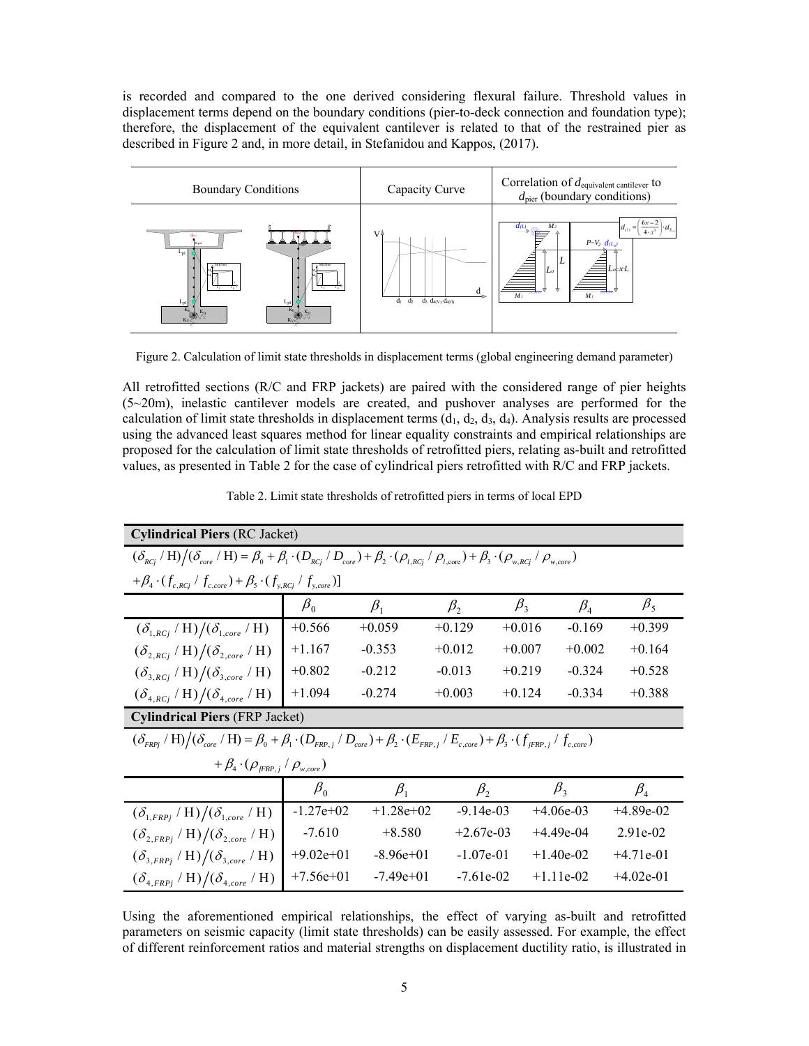is recorded and compared to the one derived considering flexural failure. Threshold values in displacement terms depend on the boundary conditions (pier-to-deck connection and foundation type); therefore, the displacement of the equivalent cantilever is related to that of the restrained pier as described in Figure 2 and, in more detail, in Stefanidou and Kappos, (2017).

| Boundary Conditions | Capacity Curve | Correlation of $d_{\text{equivalent cantilever}}$ to $d_{\text{pier}}$ (boundary conditions) |
|---|---|---|
| | | |

Figure 2. Calculation of limit state thresholds in displacement terms (global engineering demand parameter)

All retrofitted sections (R/C and FRP jackets) are paired with the considered range of pier heights (5~20m), inelastic cantilever models are created, and pushover analyses are performed for the calculation of limit state thresholds in displacement terms ($d_1$, $d_2$, $d_3$, $d_4$). Analysis results are processed using the advanced least squares method for linear equality constraints and empirical relationships are proposed for the calculation of limit state thresholds of retrofitted piers, relating as-built and retrofitted values, as presented in Table 2 for the case of cylindrical piers retrofitted with R/C and FRP jackets.

Table 2. Limit state thresholds of retrofitted piers in terms of local EPD

**Cylindrical Piers** (RC Jacket)

$$(\delta_{RCj}/\mathrm{H})/(\delta_{core}/\mathrm{H}) = \beta_0 + \beta_1 \cdot (D_{RCj}/D_{core}) + \beta_2 \cdot (\rho_{l,RCj}/\rho_{l,\text{core}}) + \beta_3 \cdot (\rho_{w,RCj}/\rho_{w,core}) + \beta_4 \cdot (f_{c,RCj}/f_{c,core}) + \beta_5 \cdot (f_{y,RCj}/f_{y,core})]$$

| | $\beta_0$ | $\beta_1$ | $\beta_2$ | $\beta_3$ | $\beta_4$ | $\beta_5$ |
|---|---|---|---|---|---|---|
| $(\delta_{1,RCj}/\mathrm{H})/(\delta_{1,core}/\mathrm{H})$ | +0.566 | +0.059 | +0.129 | +0.016 | -0.169 | +0.399 |
| $(\delta_{2,RCj}/\mathrm{H})/(\delta_{2,core}/\mathrm{H})$ | +1.167 | -0.353 | +0.012 | +0.007 | +0.002 | +0.164 |
| $(\delta_{3,RCj}/\mathrm{H})/(\delta_{3,core}/\mathrm{H})$ | +0.802 | -0.212 | -0.013 | +0.219 | -0.324 | +0.528 |
| $(\delta_{4,RCj}/\mathrm{H})/(\delta_{4,core}/\mathrm{H})$ | +1.094 | -0.274 | +0.003 | +0.124 | -0.334 | +0.388 |

**Cylindrical Piers** (FRP Jacket)

$$(\delta_{FRPj}/\mathrm{H})/(\delta_{core}/\mathrm{H}) = \beta_0 + \beta_1 \cdot (D_{FRP,j}/D_{core}) + \beta_2 \cdot (E_{FRP,j}/E_{c,core}) + \beta_3 \cdot (f_{jFRP,j}/f_{c,core}) + \beta_4 \cdot (\rho_{jFRP,j}/\rho_{w,core})$$

| | $\beta_0$ | $\beta_1$ | $\beta_2$ | $\beta_3$ | $\beta_4$ |
|---|---|---|---|---|---|
| $(\delta_{1,FRPj}/\mathrm{H})/(\delta_{1,core}/\mathrm{H})$ | -1.27e+02 | +1.28e+02 | -9.14e-03 | +4.06e-03 | +4.89e-02 |
| $(\delta_{2,FRPj}/\mathrm{H})/(\delta_{2,core}/\mathrm{H})$ | -7.610 | +8.580 | +2.67e-03 | +4.49e-04 | 2.91e-02 |
| $(\delta_{3,FRPj}/\mathrm{H})/(\delta_{3,core}/\mathrm{H})$ | +9.02e+01 | -8.96e+01 | -1.07e-01 | +1.40e-02 | +4.71e-01 |
| $(\delta_{4,FRPj}/\mathrm{H})/(\delta_{4,core}/\mathrm{H})$ | +7.56e+01 | -7.49e+01 | -7.61e-02 | +1.11e-02 | +4.02e-01 |

Using the aforementioned empirical relationships, the effect of varying as-built and retrofitted parameters on seismic capacity (limit state thresholds) can be easily assessed. For example, the effect of different reinforcement ratios and material strengths on displacement ductility ratio, is illustrated in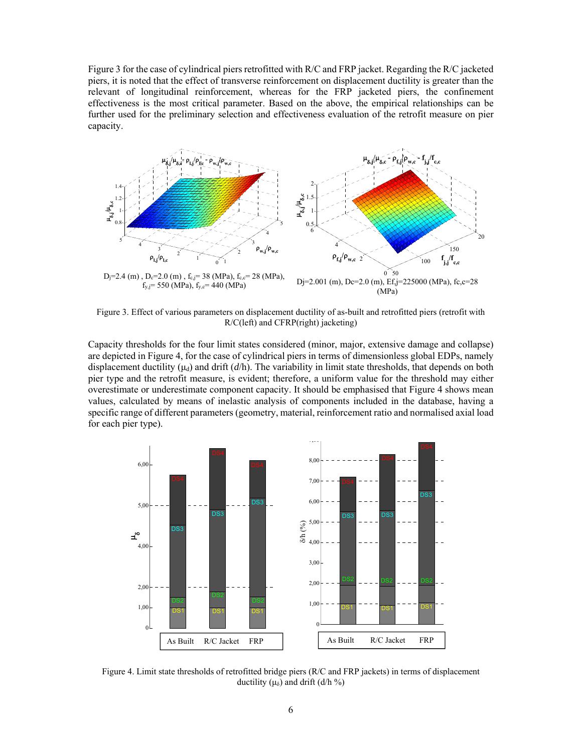Figure 3 for the case of cylindrical piers retrofitted with R/C and FRP jacket. Regarding the R/C jacketed piers, it is noted that the effect of transverse reinforcement on displacement ductility is greater than the relevant of longitudinal reinforcement, whereas for the FRP jacketed piers, the confinement effectiveness is the most critical parameter. Based on the above, the empirical relationships can be further used for the preliminary selection and effectiveness evaluation of the retrofit measure on pier capacity.

$D_j$=2.4 (m) , $D_c$=2.0 (m) , $f_{c,j}$= 38 (MPa), $f_{c,c}$= 28 (MPa), $f_{y,j}$= 550 (MPa), $f_{y,c}$= 440 (MPa)

Dj=2.001 (m), Dc=2.0 (m), Ef,j=225000 (MPa), fc,c=28 (MPa)

Figure 3. Effect of various parameters on displacement ductility of as-built and retrofitted piers (retrofit with R/C(left) and CFRP(right) jacketing)

Capacity thresholds for the four limit states considered (minor, major, extensive damage and collapse) are depicted in Figure 4, for the case of cylindrical piers in terms of dimensionless global EDPs, namely displacement ductility ($\mu_d$) and drift (*d*/h). The variability in limit state thresholds, that depends on both pier type and the retrofit measure, is evident; therefore, a uniform value for the threshold may either overestimate or underestimate component capacity. It should be emphasised that Figure 4 shows mean values, calculated by means of inelastic analysis of components included in the database, having a specific range of different parameters (geometry, material, reinforcement ratio and normalised axial load for each pier type).

Figure 4. Limit state thresholds of retrofitted bridge piers (R/C and FRP jackets) in terms of displacement ductility ($\mu_\delta$) and drift (d/h %)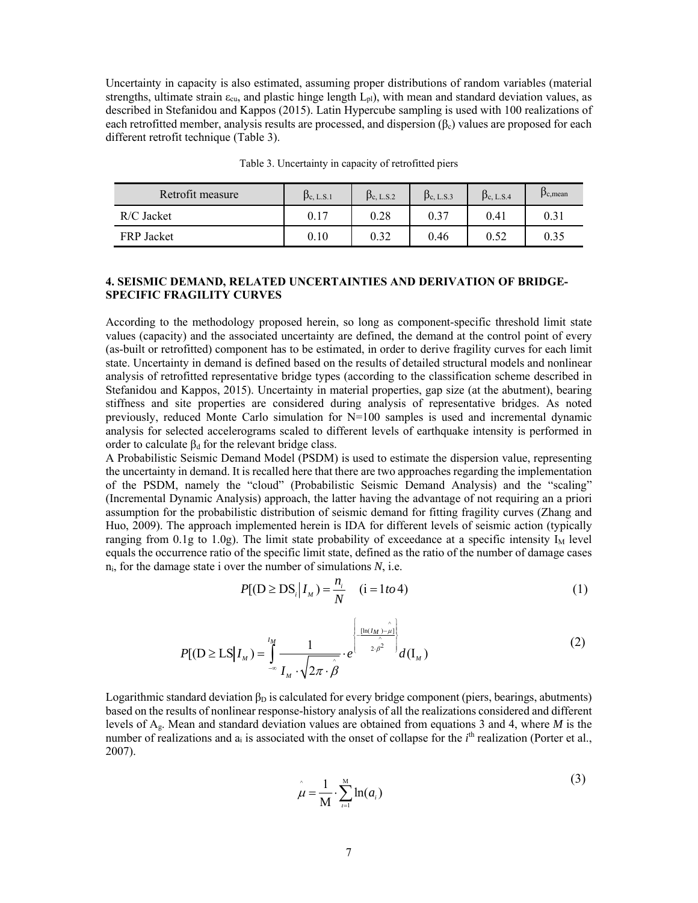Uncertainty in capacity is also estimated, assuming proper distributions of random variables (material strengths, ultimate strain $\varepsilon_{cu}$, and plastic hinge length $L_{pl}$), with mean and standard deviation values, as described in Stefanidou and Kappos (2015). Latin Hypercube sampling is used with 100 realizations of each retrofitted member, analysis results are processed, and dispersion ($\beta_c$) values are proposed for each different retrofit technique (Table 3).

Table 3. Uncertainty in capacity of retrofitted piers

| Retrofit measure | $\beta_{c,\,L.S.1}$ | $\beta_{c,\,L.S.2}$ | $\beta_{c,\,L.S.3}$ | $\beta_{c,\,L.S.4}$ | $\beta_{c,mean}$ |
|---|---|---|---|---|---|
| R/C Jacket | 0.17 | 0.28 | 0.37 | 0.41 | 0.31 |
| FRP Jacket | 0.10 | 0.32 | 0.46 | 0.52 | 0.35 |

## 4. SEISMIC DEMAND, RELATED UNCERTAINTIES AND DERIVATION OF BRIDGE-SPECIFIC FRAGILITY CURVES

According to the methodology proposed herein, so long as component-specific threshold limit state values (capacity) and the associated uncertainty are defined, the demand at the control point of every (as-built or retrofitted) component has to be estimated, in order to derive fragility curves for each limit state. Uncertainty in demand is defined based on the results of detailed structural models and nonlinear analysis of retrofitted representative bridge types (according to the classification scheme described in Stefanidou and Kappos, 2015). Uncertainty in material properties, gap size (at the abutment), bearing stiffness and site properties are considered during analysis of representative bridges. As noted previously, reduced Monte Carlo simulation for N=100 samples is used and incremental dynamic analysis for selected accelerograms scaled to different levels of earthquake intensity is performed in order to calculate $\beta_d$ for the relevant bridge class.

A Probabilistic Seismic Demand Model (PSDM) is used to estimate the dispersion value, representing the uncertainty in demand. It is recalled here that there are two approaches regarding the implementation of the PSDM, namely the "cloud" (Probabilistic Seismic Demand Analysis) and the "scaling" (Incremental Dynamic Analysis) approach, the latter having the advantage of not requiring an a priori assumption for the probabilistic distribution of seismic demand for fitting fragility curves (Zhang and Huo, 2009). The approach implemented herein is IDA for different levels of seismic action (typically ranging from 0.1g to 1.0g). The limit state probability of exceedance at a specific intensity $I_M$ level equals the occurrence ratio of the specific limit state, defined as the ratio of the number of damage cases $n_i$, for the damage state i over the number of simulations *N*, i.e.

$$P[(\mathrm{D} \geq \mathrm{DS}_i \mid I_M) = \frac{n_i}{N} \quad (\mathrm{i} = 1\, to\, 4) \tag{1}$$

$$P[(\mathrm{D} \geq \mathrm{LS} \mid I_M) = \int_{-\infty}^{I_M} \frac{1}{I_M \cdot \sqrt{2\pi} \cdot \hat{\beta}} \cdot e^{\left\{-\frac{[\ln(I_M) - \hat{\mu}]}{2 \cdot \hat{\beta}^2}\right\}} d(\mathrm{I}_M) \tag{2}$$

Logarithmic standard deviation $\beta_D$ is calculated for every bridge component (piers, bearings, abutments) based on the results of nonlinear response-history analysis of all the realizations considered and different levels of $A_g$. Mean and standard deviation values are obtained from equations 3 and 4, where *M* is the number of realizations and $a_i$ is associated with the onset of collapse for the $i^{th}$ realization (Porter et al., 2007).

$$\hat{\mu} = \frac{1}{\mathrm{M}} \cdot \sum_{i=1}^{\mathrm{M}} \ln(a_i) \tag{3}$$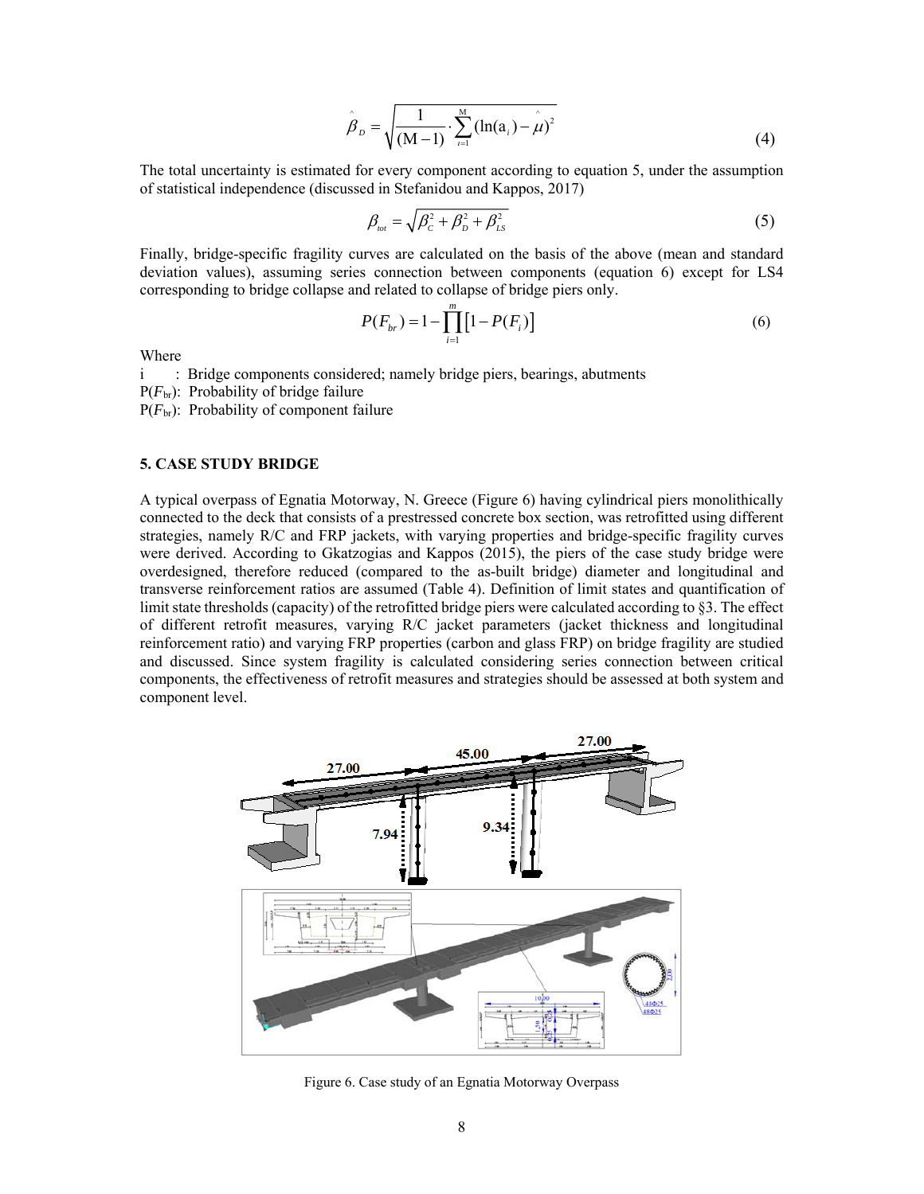$$\hat{\beta}_D = \sqrt{\frac{1}{(\mathrm{M}-1)} \cdot \sum_{i=1}^{\mathrm{M}} (\ln(\mathrm{a}_i) - \hat{\mu})^2} \tag{4}$$

The total uncertainty is estimated for every component according to equation 5, under the assumption of statistical independence (discussed in Stefanidou and Kappos, 2017)

$$\beta_{tot} = \sqrt{\beta_C^2 + \beta_D^2 + \beta_{LS}^2} \tag{5}$$

Finally, bridge-specific fragility curves are calculated on the basis of the above (mean and standard deviation values), assuming series connection between components (equation 6) except for LS4 corresponding to bridge collapse and related to collapse of bridge piers only.

$$P(F_{br}) = 1 - \prod_{i=1}^{m} \left[1 - P(F_i)\right] \tag{6}$$

Where

i : Bridge components considered; namely bridge piers, bearings, abutments

$P(F_{br})$: Probability of bridge failure

$P(F_{br})$: Probability of component failure

## 5. CASE STUDY BRIDGE

A typical overpass of Egnatia Motorway, N. Greece (Figure 6) having cylindrical piers monolithically connected to the deck that consists of a prestressed concrete box section, was retrofitted using different strategies, namely R/C and FRP jackets, with varying properties and bridge-specific fragility curves were derived. According to Gkatzogias and Kappos (2015), the piers of the case study bridge were overdesigned, therefore reduced (compared to the as-built bridge) diameter and longitudinal and transverse reinforcement ratios are assumed (Table 4). Definition of limit states and quantification of limit state thresholds (capacity) of the retrofitted bridge piers were calculated according to §3. The effect of different retrofit measures, varying R/C jacket parameters (jacket thickness and longitudinal reinforcement ratio) and varying FRP properties (carbon and glass FRP) on bridge fragility are studied and discussed. Since system fragility is calculated considering series connection between critical components, the effectiveness of retrofit measures and strategies should be assessed at both system and component level.

Figure 6. Case study of an Egnatia Motorway Overpass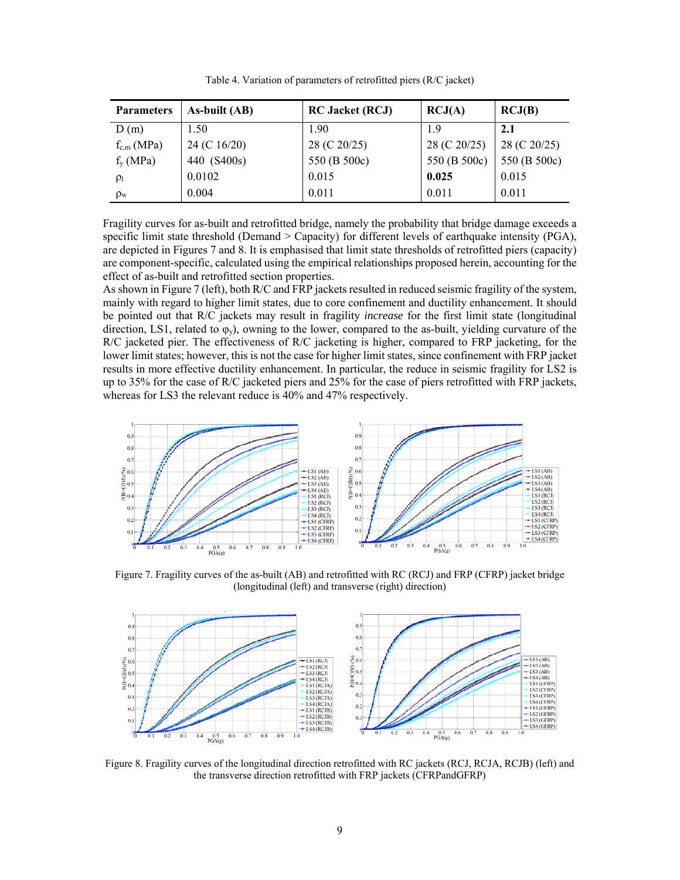Table 4. Variation of parameters of retrofitted piers (R/C jacket)

| Parameters | As-built (AB) | RC Jacket (RCJ) | RCJ(A) | RCJ(B) |
|---|---|---|---|---|
| D (m) | 1.50 | 1.90 | 1.9 | **2.1** |
| $f_{c,m}$ (MPa) | 24 (C 16/20) | 28 (C 20/25) | 28 (C 20/25) | 28 (C 20/25) |
| $f_y$ (MPa) | 440 (S400s) | 550 (B 500c) | 550 (B 500c) | 550 (B 500c) |
| $\rho_l$ | 0.0102 | 0.015 | **0.025** | 0.015 |
| $\rho_w$ | 0.004 | 0.011 | 0.011 | 0.011 |

Fragility curves for as-built and retrofitted bridge, namely the probability that bridge damage exceeds a specific limit state threshold (Demand > Capacity) for different levels of earthquake intensity (PGA), are depicted in Figures 7 and 8. It is emphasised that limit state thresholds of retrofitted piers (capacity) are component-specific, calculated using the empirical relationships proposed herein, accounting for the effect of as-built and retrofitted section properties.

As shown in Figure 7 (left), both R/C and FRP jackets resulted in reduced seismic fragility of the system, mainly with regard to higher limit states, due to core confinement and ductility enhancement. It should be pointed out that R/C jackets may result in fragility *increase* for the first limit state (longitudinal direction, LS1, related to $\varphi_y$), owning to the lower, compared to the as-built, yielding curvature of the R/C jacketed pier. The effectiveness of R/C jacketing is higher, compared to FRP jacketing, for the lower limit states; however, this is not the case for higher limit states, since confinement with FRP jacket results in more effective ductility enhancement. In particular, the reduce in seismic fragility for LS2 is up to 35% for the case of R/C jacketed piers and 25% for the case of piers retrofitted with FRP jackets, whereas for LS3 the relevant reduce is 40% and 47% respectively.

Figure 7. Fragility curves of the as-built (AB) and retrofitted with RC (RCJ) and FRP (CFRP) jacket bridge (longitudinal (left) and transverse (right) direction)

Figure 8. Fragility curves of the longitudinal direction retrofitted with RC jackets (RCJ, RCJA, RCJB) (left) and the transverse direction retrofitted with FRP jackets (CFRPandGFRP)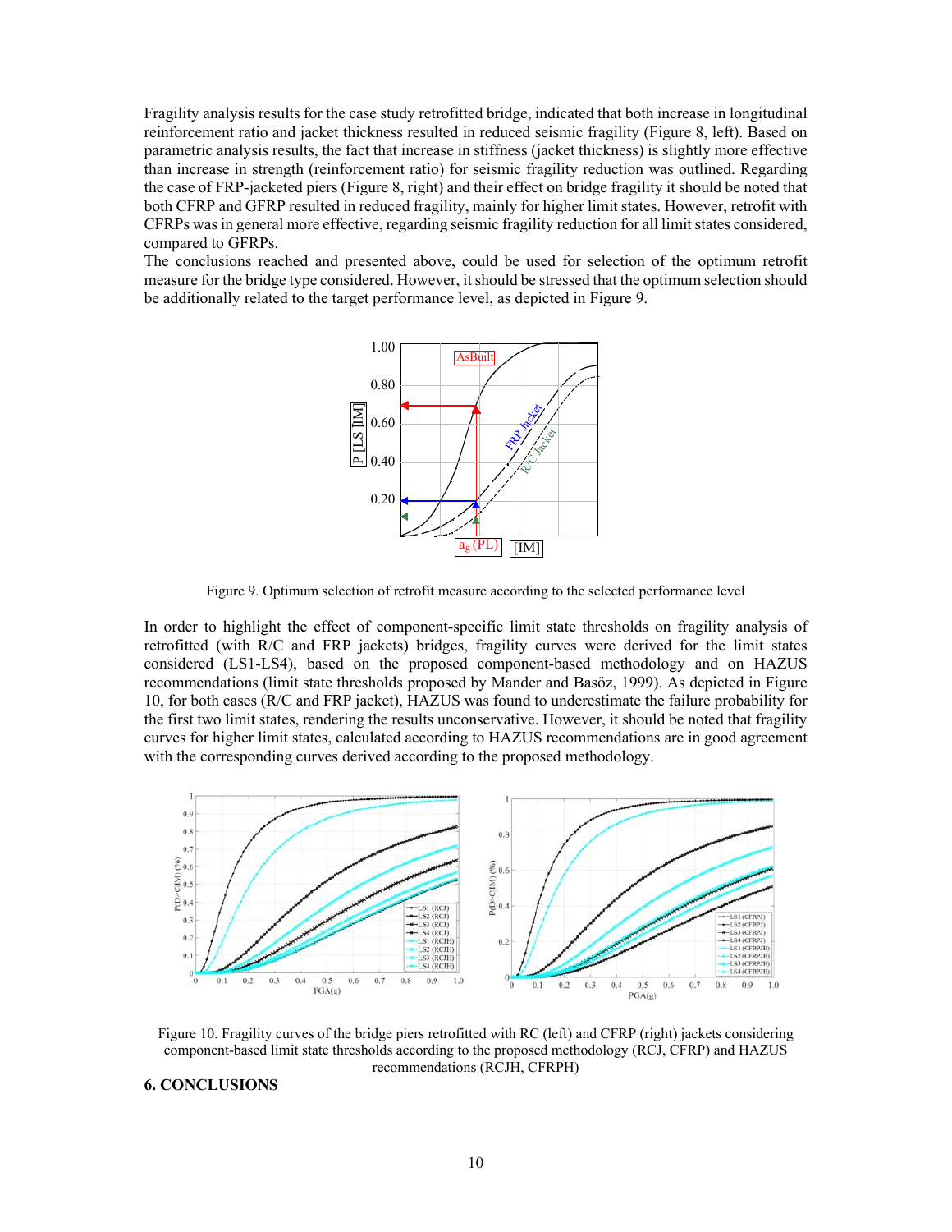Fragility analysis results for the case study retrofitted bridge, indicated that both increase in longitudinal reinforcement ratio and jacket thickness resulted in reduced seismic fragility (Figure 8, left). Based on parametric analysis results, the fact that increase in stiffness (jacket thickness) is slightly more effective than increase in strength (reinforcement ratio) for seismic fragility reduction was outlined. Regarding the case of FRP-jacketed piers (Figure 8, right) and their effect on bridge fragility it should be noted that both CFRP and GFRP resulted in reduced fragility, mainly for higher limit states. However, retrofit with CFRPs was in general more effective, regarding seismic fragility reduction for all limit states considered, compared to GFRPs.

The conclusions reached and presented above, could be used for selection of the optimum retrofit measure for the bridge type considered. However, it should be stressed that the optimum selection should be additionally related to the target performance level, as depicted in Figure 9.

Figure 9. Optimum selection of retrofit measure according to the selected performance level

In order to highlight the effect of component-specific limit state thresholds on fragility analysis of retrofitted (with R/C and FRP jackets) bridges, fragility curves were derived for the limit states considered (LS1-LS4), based on the proposed component-based methodology and on HAZUS recommendations (limit state thresholds proposed by Mander and Basöz, 1999). As depicted in Figure 10, for both cases (R/C and FRP jacket), HAZUS was found to underestimate the failure probability for the first two limit states, rendering the results unconservative. However, it should be noted that fragility curves for higher limit states, calculated according to HAZUS recommendations are in good agreement with the corresponding curves derived according to the proposed methodology.

Figure 10. Fragility curves of the bridge piers retrofitted with RC (left) and CFRP (right) jackets considering component-based limit state thresholds according to the proposed methodology (RCJ, CFRP) and HAZUS recommendations (RCJH, CFRPH)

## 6. CONCLUSIONS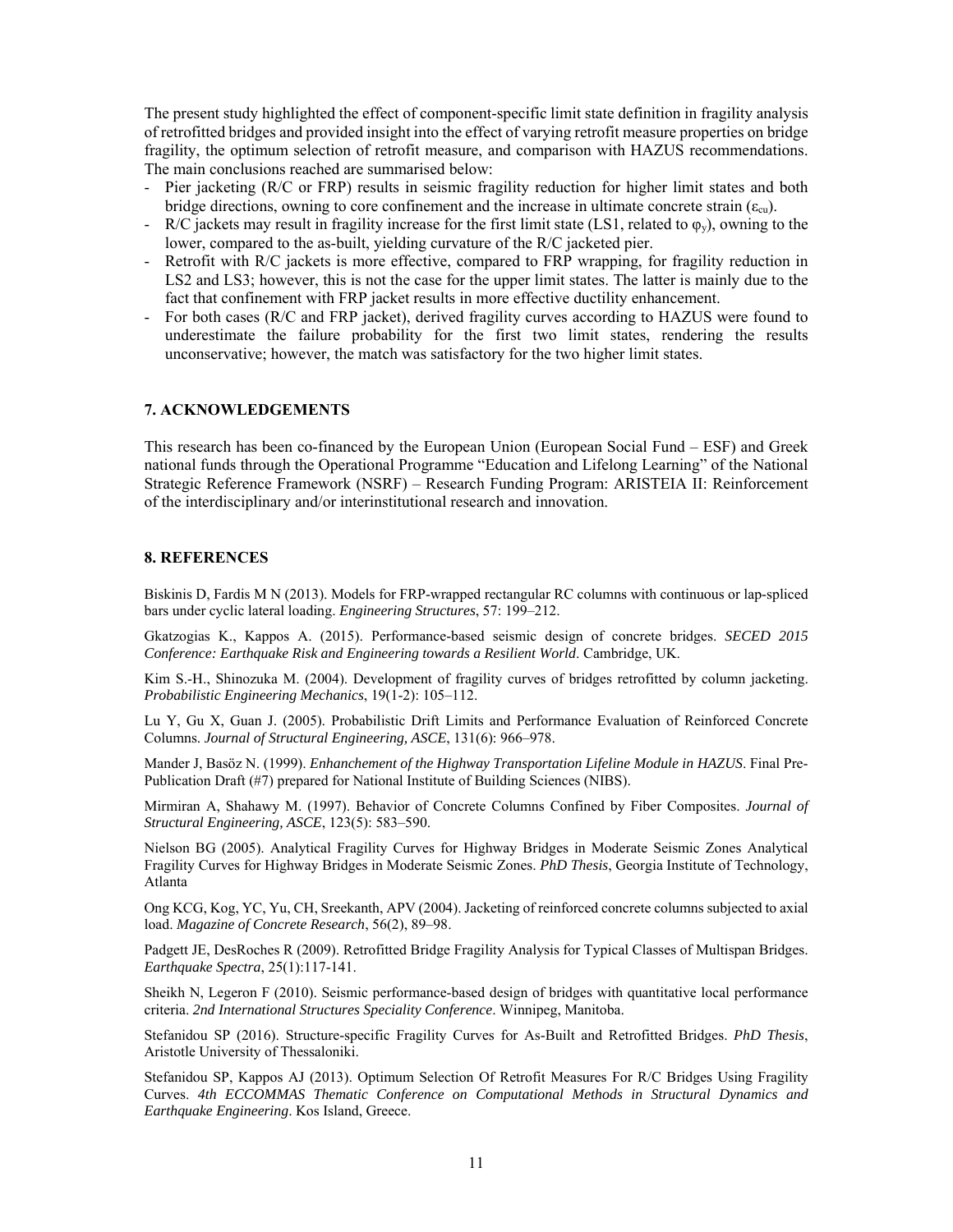The present study highlighted the effect of component-specific limit state definition in fragility analysis of retrofitted bridges and provided insight into the effect of varying retrofit measure properties on bridge fragility, the optimum selection of retrofit measure, and comparison with HAZUS recommendations. The main conclusions reached are summarised below:

- Pier jacketing (R/C or FRP) results in seismic fragility reduction for higher limit states and both bridge directions, owning to core confinement and the increase in ultimate concrete strain ($\varepsilon_{cu}$).
- R/C jackets may result in fragility increase for the first limit state (LS1, related to $\varphi_y$), owning to the lower, compared to the as-built, yielding curvature of the R/C jacketed pier.
- Retrofit with R/C jackets is more effective, compared to FRP wrapping, for fragility reduction in LS2 and LS3; however, this is not the case for the upper limit states. The latter is mainly due to the fact that confinement with FRP jacket results in more effective ductility enhancement.
- For both cases (R/C and FRP jacket), derived fragility curves according to HAZUS were found to underestimate the failure probability for the first two limit states, rendering the results unconservative; however, the match was satisfactory for the two higher limit states.

## 7. ACKNOWLEDGEMENTS

This research has been co-financed by the European Union (European Social Fund – ESF) and Greek national funds through the Operational Programme "Education and Lifelong Learning" of the National Strategic Reference Framework (NSRF) – Research Funding Program: ARISTEIA II: Reinforcement of the interdisciplinary and/or interinstitutional research and innovation.

## 8. REFERENCES

Biskinis D, Fardis M N (2013). Models for FRP-wrapped rectangular RC columns with continuous or lap-spliced bars under cyclic lateral loading. *Engineering Structures*, 57: 199–212.

Gkatzogias K., Kappos A. (2015). Performance-based seismic design of concrete bridges. *SECED 2015 Conference: Earthquake Risk and Engineering towards a Resilient World*. Cambridge, UK.

Kim S.-H., Shinozuka M. (2004). Development of fragility curves of bridges retrofitted by column jacketing. *Probabilistic Engineering Mechanics*, 19(1-2): 105–112.

Lu Y, Gu X, Guan J. (2005). Probabilistic Drift Limits and Performance Evaluation of Reinforced Concrete Columns. *Journal of Structural Engineering, ASCE*, 131(6): 966–978.

Mander J, Basöz N. (1999). *Enhanchement of the Highway Transportation Lifeline Module in HAZUS*. Final Pre-Publication Draft (#7) prepared for National Institute of Building Sciences (NIBS).

Mirmiran A, Shahawy M. (1997). Behavior of Concrete Columns Confined by Fiber Composites. *Journal of Structural Engineering, ASCE*, 123(5): 583–590.

Nielson BG (2005). Analytical Fragility Curves for Highway Bridges in Moderate Seismic Zones Analytical Fragility Curves for Highway Bridges in Moderate Seismic Zones. *PhD Thesis*, Georgia Institute of Technology, Atlanta

Ong KCG, Kog, YC, Yu, CH, Sreekanth, APV (2004). Jacketing of reinforced concrete columns subjected to axial load. *Magazine of Concrete Research*, 56(2), 89–98.

Padgett JE, DesRoches R (2009). Retrofitted Bridge Fragility Analysis for Typical Classes of Multispan Bridges. *Earthquake Spectra*, 25(1):117-141.

Sheikh N, Legeron F (2010). Seismic performance-based design of bridges with quantitative local performance criteria. *2nd International Structures Speciality Conference*. Winnipeg, Manitoba.

Stefanidou SP (2016). Structure-specific Fragility Curves for As-Built and Retrofitted Bridges. *PhD Thesis*, Aristotle University of Thessaloniki.

Stefanidou SP, Kappos AJ (2013). Optimum Selection Of Retrofit Measures For R/C Bridges Using Fragility Curves. *4th ECCOMMAS Thematic Conference on Computational Methods in Structural Dynamics and Earthquake Engineering*. Kos Island, Greece.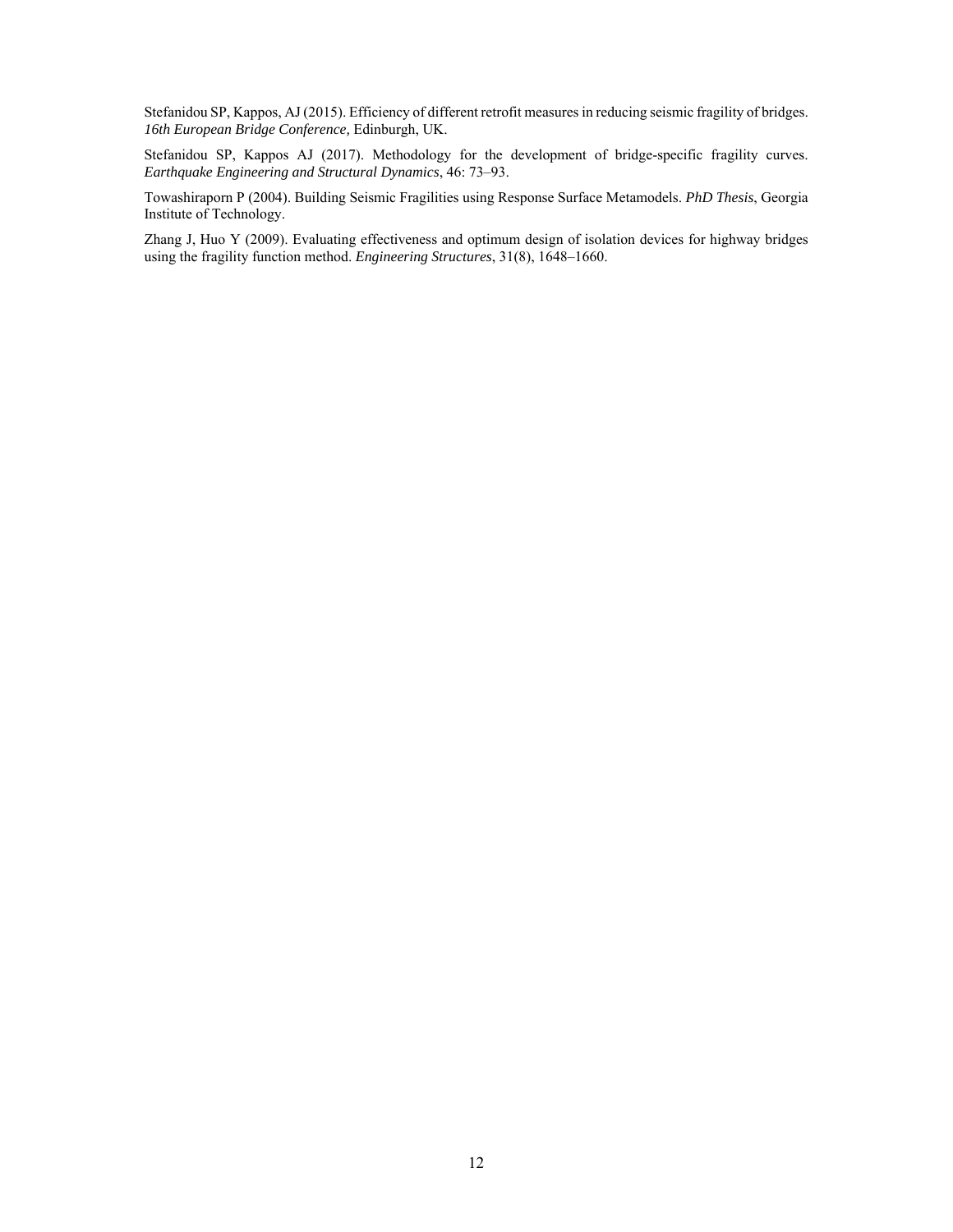Stefanidou SP, Kappos, AJ (2015). Efficiency of different retrofit measures in reducing seismic fragility of bridges. *16th European Bridge Conference,* Edinburgh, UK.

Stefanidou SP, Kappos AJ (2017). Methodology for the development of bridge-specific fragility curves. *Earthquake Engineering and Structural Dynamics*, 46: 73–93.

Towashiraporn P (2004). Building Seismic Fragilities using Response Surface Metamodels. *PhD Thesis*, Georgia Institute of Technology.

Zhang J, Huo Y (2009). Evaluating effectiveness and optimum design of isolation devices for highway bridges using the fragility function method. *Engineering Structures*, 31(8), 1648–1660.